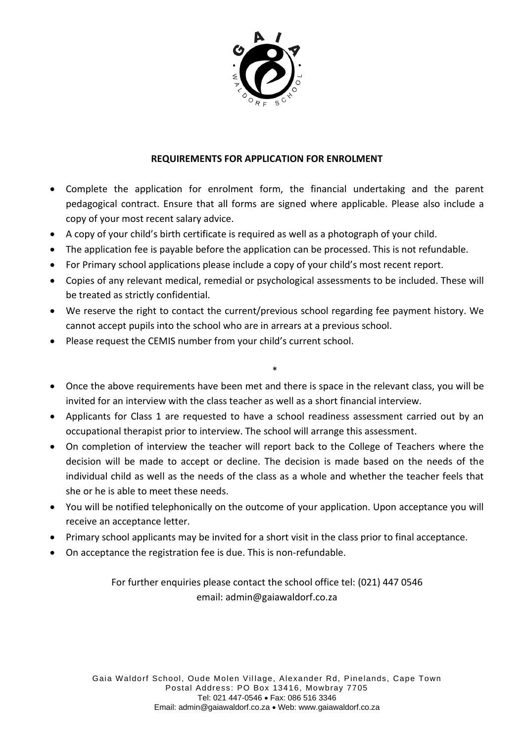## REQUIREMENTS FOR APPLICATION FOR ENROLMENT

- Complete the application for enrolment form, the financial undertaking and the parent pedagogical contract. Ensure that all forms are signed where applicable. Please also include a copy of your most recent salary advice.
- A copy of your child's birth certificate is required as well as a photograph of your child.
- The application fee is payable before the application can be processed. This is not refundable.
- For Primary school applications please include a copy of your child's most recent report.
- Copies of any relevant medical, remedial or psychological assessments to be included. These will be treated as strictly confidential.
- We reserve the right to contact the current/previous school regarding fee payment history. We cannot accept pupils into the school who are in arrears at a previous school.
- Please request the CEMIS number from your child's current school.

*

- Once the above requirements have been met and there is space in the relevant class, you will be invited for an interview with the class teacher as well as a short financial interview.
- Applicants for Class 1 are requested to have a school readiness assessment carried out by an occupational therapist prior to interview. The school will arrange this assessment.
- On completion of interview the teacher will report back to the College of Teachers where the decision will be made to accept or decline. The decision is made based on the needs of the individual child as well as the needs of the class as a whole and whether the teacher feels that she or he is able to meet these needs.
- You will be notified telephonically on the outcome of your application. Upon acceptance you will receive an acceptance letter.
- Primary school applicants may be invited for a short visit in the class prior to final acceptance.
- On acceptance the registration fee is due. This is non-refundable.

For further enquiries please contact the school office tel: (021) 447 0546
email: admin@gaiawaldorf.co.za

Gaia Waldorf School, Oude Molen Village, Alexander Rd, Pinelands, Cape Town
Postal Address: PO Box 13416, Mowbray 7705
Tel: 021 447-0546 • Fax: 086 516 3346
Email: admin@gaiawaldorf.co.za • Web: www.gaiawaldorf.co.za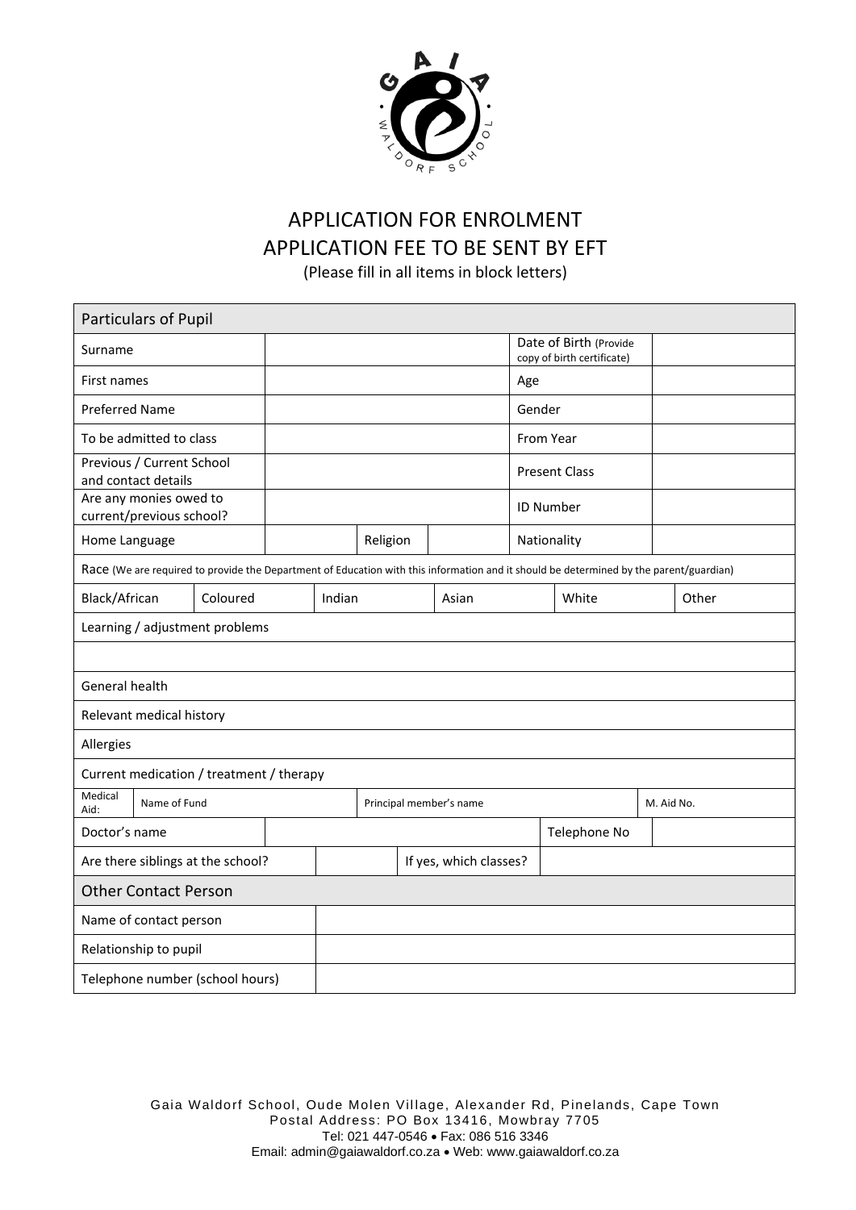# APPLICATION FOR ENROLMENT
## APPLICATION FEE TO BE SENT BY EFT

(Please fill in all items in block letters)

| Particulars of Pupil | | | |
|---|---|---|---|
| Surname | | Date of Birth (Provide copy of birth certificate) | |
| First names | | Age | |
| Preferred Name | | Gender | |
| To be admitted to class | | From Year | |
| Previous / Current School and contact details | | Present Class | |
| Are any monies owed to current/previous school? | | ID Number | |
| Home Language | Religion | Nationality | |

Race (We are required to provide the Department of Education with this information and it should be determined by the parent/guardian)

| Black/African | Coloured | Indian | Asian | White | Other |
|---|---|---|---|---|---|
| | | | | | |

| Learning / adjustment problems |
|---|
| |
| General health |
| Relevant medical history |
| Allergies |
| Current medication / treatment / therapy |

| Medical Aid: | Name of Fund | Principal member's name | M. Aid No. |
|---|---|---|---|
| | | | |

| Doctor's name | | Telephone No | |
|---|---|---|---|
| Are there siblings at the school? | | If yes, which classes? | |

| Other Contact Person | |
|---|---|
| Name of contact person | |
| Relationship to pupil | |
| Telephone number (school hours) | |

Gaia Waldorf School, Oude Molen Village, Alexander Rd, Pinelands, Cape Town
Postal Address: PO Box 13416, Mowbray 7705
Tel: 021 447-0546 • Fax: 086 516 3346
Email: admin@gaiawaldorf.co.za • Web: www.gaiawaldorf.co.za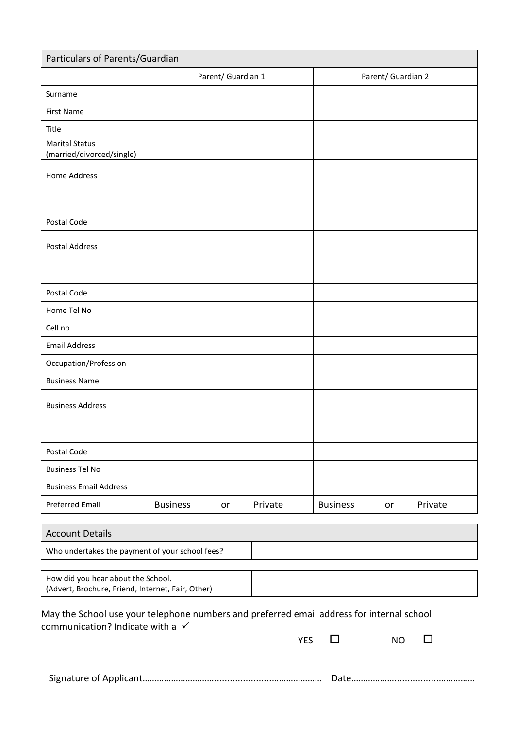| Particulars of Parents/Guardian | | |
|---|---|---|
| | Parent/ Guardian 1 | Parent/ Guardian 2 |
| Surname | | |
| First Name | | |
| Title | | |
| Marital Status (married/divorced/single) | | |
| Home Address | | |
| Postal Code | | |
| Postal Address | | |
| Postal Code | | |
| Home Tel No | | |
| Cell no | | |
| Email Address | | |
| Occupation/Profession | | |
| Business Name | | |
| Business Address | | |
| Postal Code | | |
| Business Tel No | | |
| Business Email Address | | |
| Preferred Email | Business or Private | Business or Private |

| Account Details | |
|---|---|
| Who undertakes the payment of your school fees? | |

| How did you hear about the School. (Advert, Brochure, Friend, Internet, Fair, Other) | |
|---|---|

May the School use your telephone numbers and preferred email address for internal school communication? Indicate with a ✓

YES ☐ NO ☐

Signature of Applicant……………………………………………………………… Date………………………………………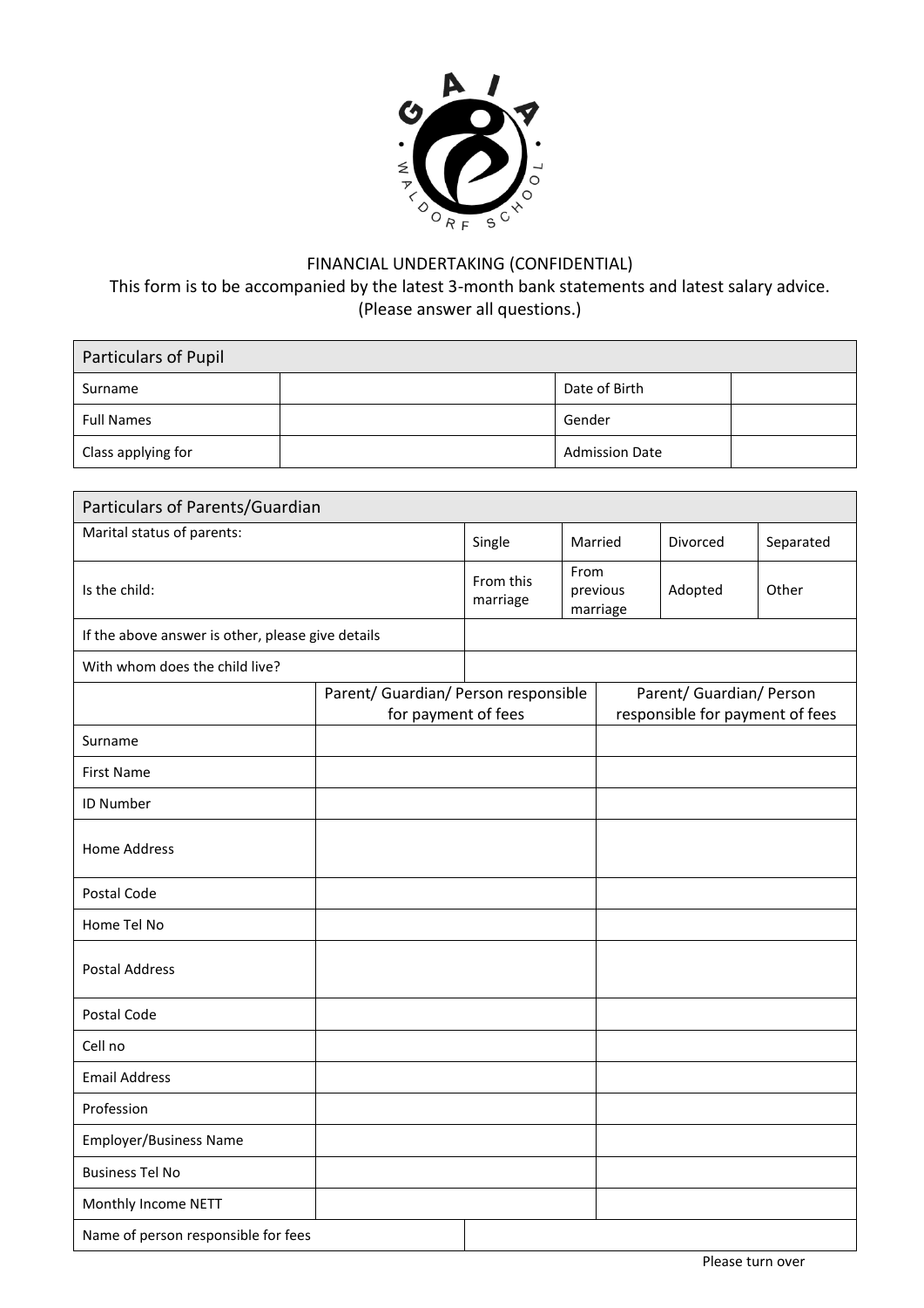FINANCIAL UNDERTAKING (CONFIDENTIAL)

This form is to be accompanied by the latest 3-month bank statements and latest salary advice.

(Please answer all questions.)

| Particulars of Pupil | | | |
|---|---|---|---|
| Surname | | Date of Birth | |
| Full Names | | Gender | |
| Class applying for | | Admission Date | |

| Particulars of Parents/Guardian | | | | |
|---|---|---|---|---|
| Marital status of parents: | Single | Married | Divorced | Separated |
| Is the child: | From this marriage | From previous marriage | Adopted | Other |
| If the above answer is other, please give details | | | | |
| With whom does the child live? | | | | |

| | Parent/ Guardian/ Person responsible for payment of fees | Parent/ Guardian/ Person responsible for payment of fees |
|---|---|---|
| Surname | | |
| First Name | | |
| ID Number | | |
| Home Address | | |
| Postal Code | | |
| Home Tel No | | |
| Postal Address | | |
| Postal Code | | |
| Cell no | | |
| Email Address | | |
| Profession | | |
| Employer/Business Name | | |
| Business Tel No | | |
| Monthly Income NETT | | |
| Name of person responsible for fees | | |

Please turn over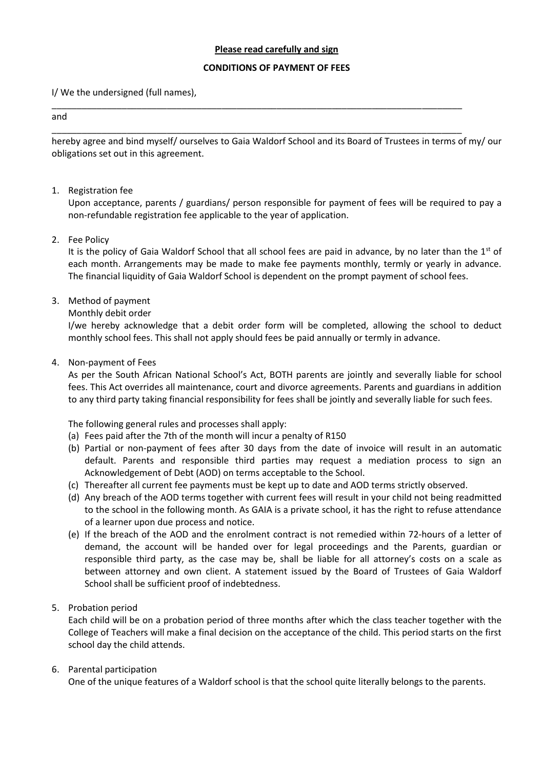**Please read carefully and sign**

**CONDITIONS OF PAYMENT OF FEES**

I/ We the undersigned (full names),

_____________________________________________________________________________________

and

_____________________________________________________________________________________

hereby agree and bind myself/ ourselves to Gaia Waldorf School and its Board of Trustees in terms of my/ our obligations set out in this agreement.

1. Registration fee

   Upon acceptance, parents / guardians/ person responsible for payment of fees will be required to pay a non-refundable registration fee applicable to the year of application.

2. Fee Policy

   It is the policy of Gaia Waldorf School that all school fees are paid in advance, by no later than the 1st of each month. Arrangements may be made to make fee payments monthly, termly or yearly in advance. The financial liquidity of Gaia Waldorf School is dependent on the prompt payment of school fees.

3. Method of payment

   Monthly debit order

   I/we hereby acknowledge that a debit order form will be completed, allowing the school to deduct monthly school fees. This shall not apply should fees be paid annually or termly in advance.

4. Non-payment of Fees

   As per the South African National School's Act, BOTH parents are jointly and severally liable for school fees. This Act overrides all maintenance, court and divorce agreements. Parents and guardians in addition to any third party taking financial responsibility for fees shall be jointly and severally liable for such fees.

   The following general rules and processes shall apply:

   (a) Fees paid after the 7th of the month will incur a penalty of R150
   (b) Partial or non-payment of fees after 30 days from the date of invoice will result in an automatic default. Parents and responsible third parties may request a mediation process to sign an Acknowledgement of Debt (AOD) on terms acceptable to the School.
   (c) Thereafter all current fee payments must be kept up to date and AOD terms strictly observed.
   (d) Any breach of the AOD terms together with current fees will result in your child not being readmitted to the school in the following month. As GAIA is a private school, it has the right to refuse attendance of a learner upon due process and notice.
   (e) If the breach of the AOD and the enrolment contract is not remedied within 72-hours of a letter of demand, the account will be handed over for legal proceedings and the Parents, guardian or responsible third party, as the case may be, shall be liable for all attorney's costs on a scale as between attorney and own client. A statement issued by the Board of Trustees of Gaia Waldorf School shall be sufficient proof of indebtedness.

5. Probation period

   Each child will be on a probation period of three months after which the class teacher together with the College of Teachers will make a final decision on the acceptance of the child. This period starts on the first school day the child attends.

6. Parental participation

   One of the unique features of a Waldorf school is that the school quite literally belongs to the parents.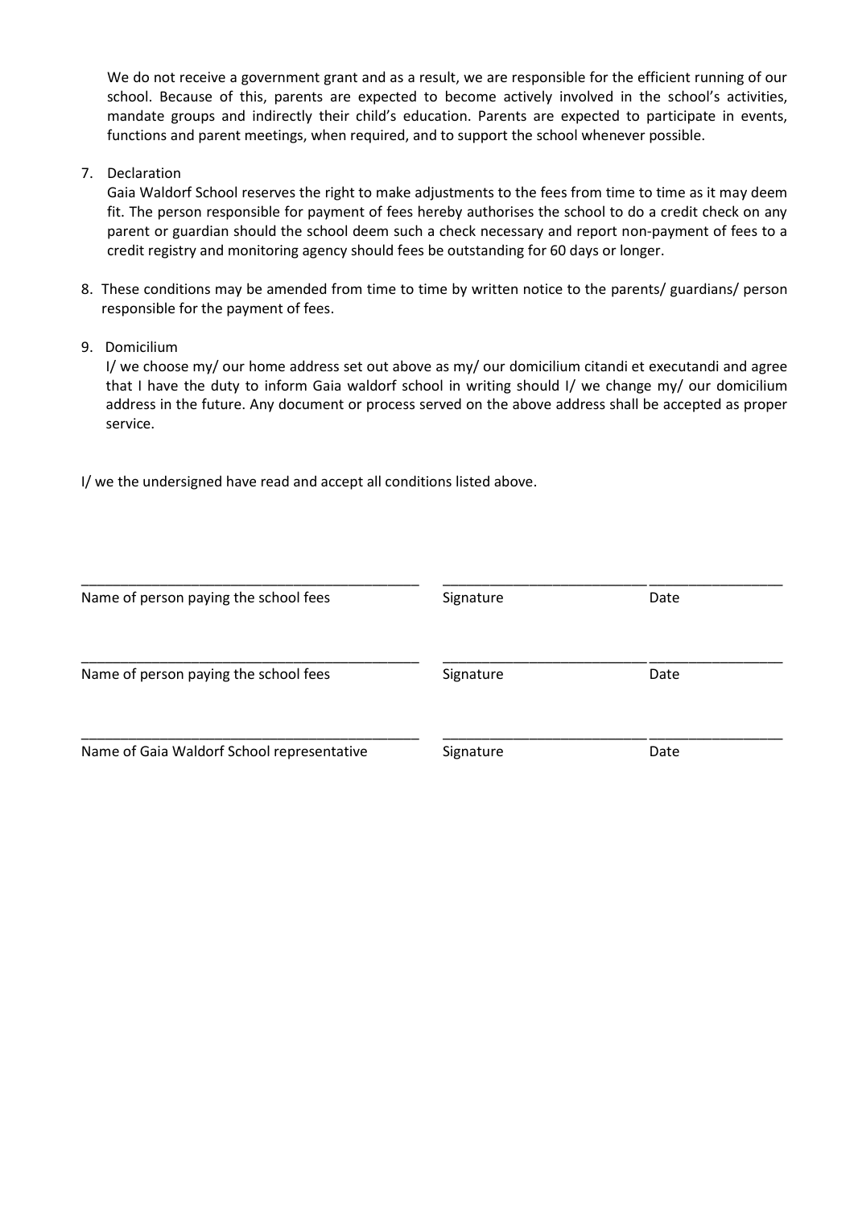We do not receive a government grant and as a result, we are responsible for the efficient running of our school. Because of this, parents are expected to become actively involved in the school's activities, mandate groups and indirectly their child's education. Parents are expected to participate in events, functions and parent meetings, when required, and to support the school whenever possible.

7. Declaration
   Gaia Waldorf School reserves the right to make adjustments to the fees from time to time as it may deem fit. The person responsible for payment of fees hereby authorises the school to do a credit check on any parent or guardian should the school deem such a check necessary and report non-payment of fees to a credit registry and monitoring agency should fees be outstanding for 60 days or longer.

8. These conditions may be amended from time to time by written notice to the parents/ guardians/ person responsible for the payment of fees.

9. Domicilium
   I/ we choose my/ our home address set out above as my/ our domicilium citandi et executandi and agree that I have the duty to inform Gaia waldorf school in writing should I/ we change my/ our domicilium address in the future. Any document or process served on the above address shall be accepted as proper service.

I/ we the undersigned have read and accept all conditions listed above.

| | | |
|---|---|---|
| ____________________________________________ | __________________________ | _________________ |
| Name of person paying the school fees | Signature | Date |
| ____________________________________________ | __________________________ | _________________ |
| Name of person paying the school fees | Signature | Date |
| ____________________________________________ | __________________________ | _________________ |
| Name of Gaia Waldorf School representative | Signature | Date |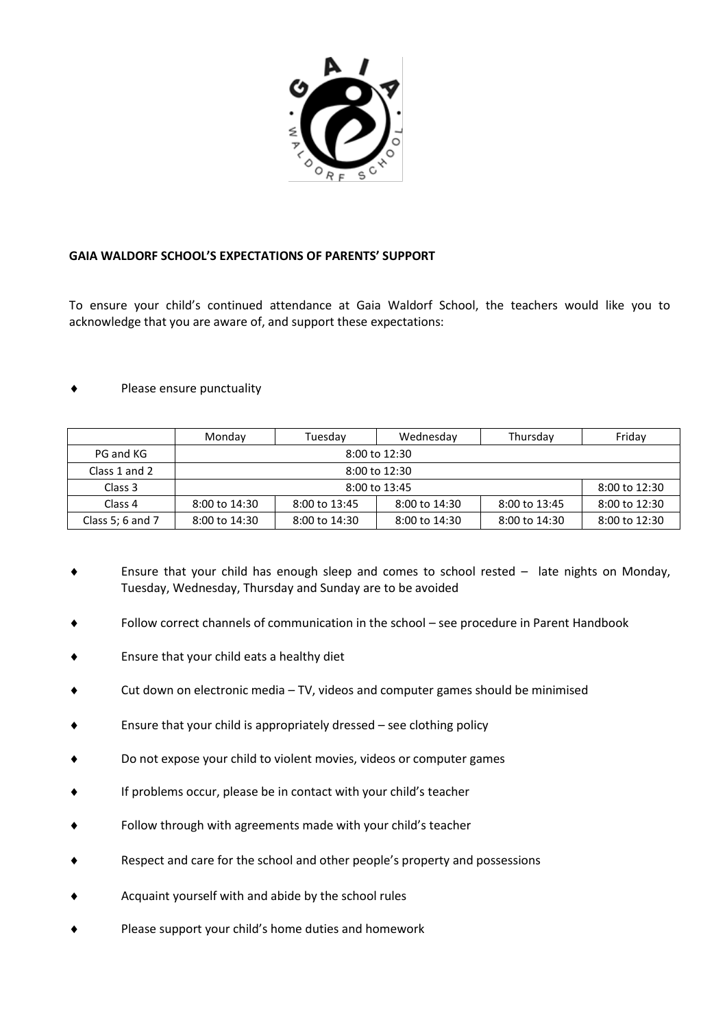**GAIA WALDORF SCHOOL'S EXPECTATIONS OF PARENTS' SUPPORT**

To ensure your child's continued attendance at Gaia Waldorf School, the teachers would like you to acknowledge that you are aware of, and support these expectations:

- Please ensure punctuality

| | Monday | Tuesday | Wednesday | Thursday | Friday |
|---|---|---|---|---|---|
| PG and KG | 8:00 to 12:30 | | | | |
| Class 1 and 2 | 8:00 to 12:30 | | | | |
| Class 3 | 8:00 to 13:45 | | | | 8:00 to 12:30 |
| Class 4 | 8:00 to 14:30 | 8:00 to 13:45 | 8:00 to 14:30 | 8:00 to 13:45 | 8:00 to 12:30 |
| Class 5; 6 and 7 | 8:00 to 14:30 | 8:00 to 14:30 | 8:00 to 14:30 | 8:00 to 14:30 | 8:00 to 12:30 |

- Ensure that your child has enough sleep and comes to school rested – late nights on Monday, Tuesday, Wednesday, Thursday and Sunday are to be avoided
- Follow correct channels of communication in the school – see procedure in Parent Handbook
- Ensure that your child eats a healthy diet
- Cut down on electronic media – TV, videos and computer games should be minimised
- Ensure that your child is appropriately dressed – see clothing policy
- Do not expose your child to violent movies, videos or computer games
- If problems occur, please be in contact with your child's teacher
- Follow through with agreements made with your child's teacher
- Respect and care for the school and other people's property and possessions
- Acquaint yourself with and abide by the school rules
- Please support your child's home duties and homework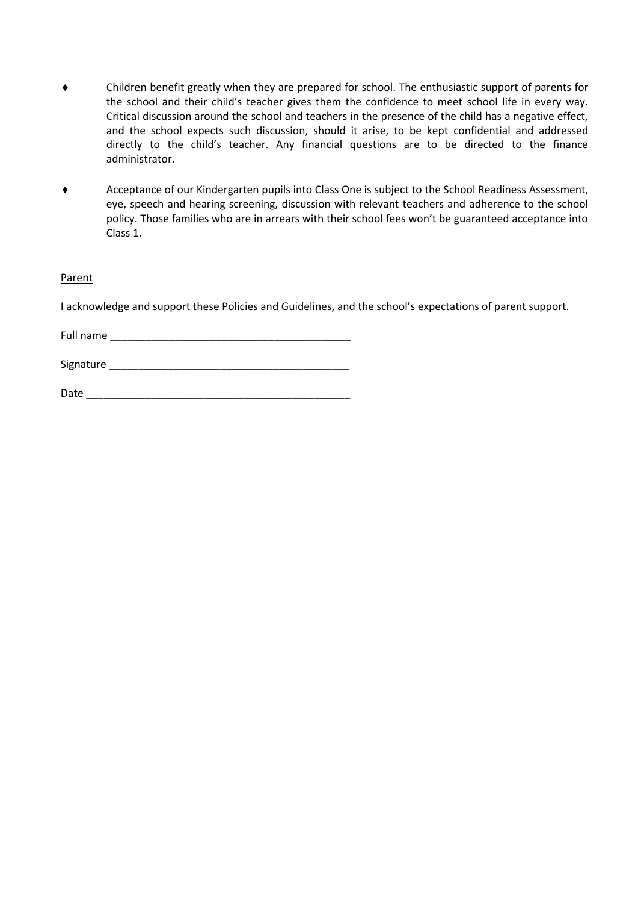- Children benefit greatly when they are prepared for school. The enthusiastic support of parents for the school and their child's teacher gives them the confidence to meet school life in every way. Critical discussion around the school and teachers in the presence of the child has a negative effect, and the school expects such discussion, should it arise, to be kept confidential and addressed directly to the child's teacher. Any financial questions are to be directed to the finance administrator.

- Acceptance of our Kindergarten pupils into Class One is subject to the School Readiness Assessment, eye, speech and hearing screening, discussion with relevant teachers and adherence to the school policy. Those families who are in arrears with their school fees won't be guaranteed acceptance into Class 1.

<u>Parent</u>

I acknowledge and support these Policies and Guidelines, and the school's expectations of parent support.

Full name ________________________________________

Signature ________________________________________

Date ____________________________________________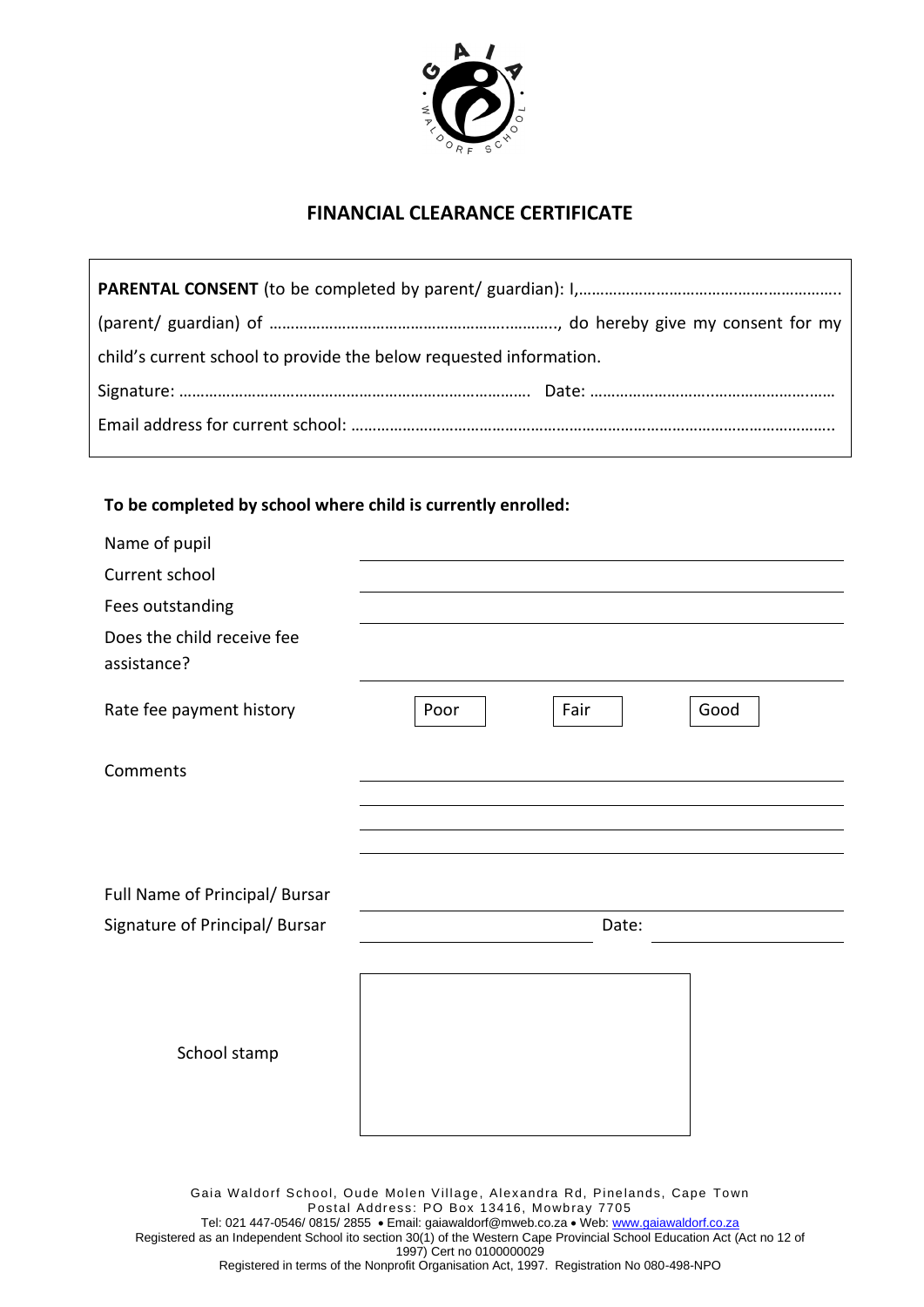# FINANCIAL CLEARANCE CERTIFICATE

**PARENTAL CONSENT** (to be completed by parent/ guardian): I,…………………………………………………………..

(parent/ guardian) of ……………………………………………………………., do hereby give my consent for my child's current school to provide the below requested information.

Signature: ………………………………………………………………………. Date: ……………………………………………………

Email address for current school: …………………………………………………………………………………………………….

**To be completed by school where child is currently enrolled:**

Name of pupil ______________________________

Current school ______________________________

Fees outstanding ______________________________

Does the child receive fee assistance? ______________________________

Rate fee payment history: Poor | Fair | Good

Comments ______________________________

______________________________

______________________________

______________________________

Full Name of Principal/ Bursar ______________________________

Signature of Principal/ Bursar ______________ Date: ______________

School stamp

Gaia Waldorf School, Oude Molen Village, Alexandra Rd, Pinelands, Cape Town
Postal Address: PO Box 13416, Mowbray 7705
Tel: 021 447-0546/ 0815/ 2855 • Email: gaiawaldorf@mweb.co.za • Web: www.gaiawaldorf.co.za
Registered as an Independent School ito section 30(1) of the Western Cape Provincial School Education Act (Act no 12 of 1997) Cert no 0100000029
Registered in terms of the Nonprofit Organisation Act, 1997. Registration No 080-498-NPO